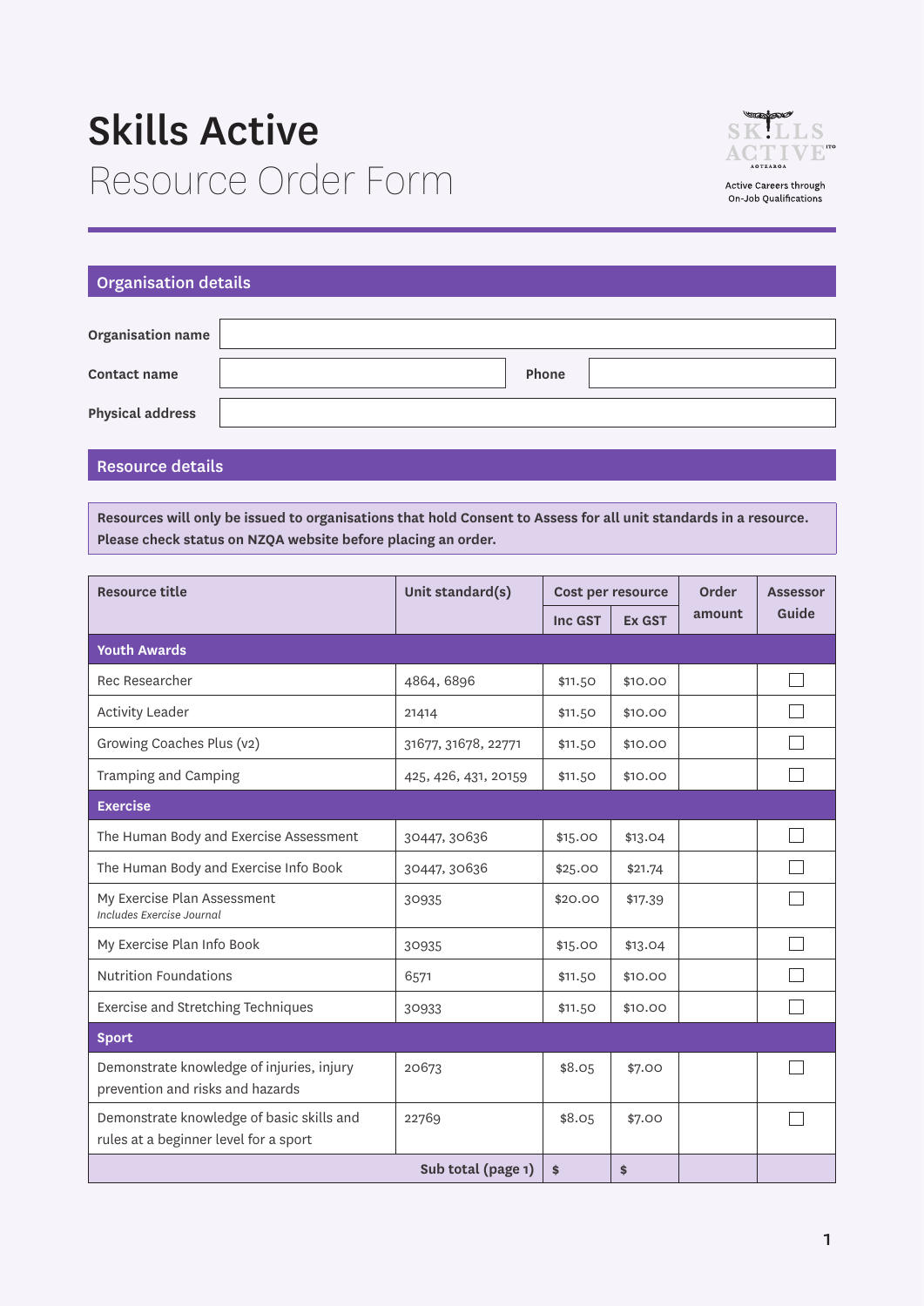# Skills Active

Resource Order Form

Active Careers through On-Job Qualifications

## Organisation details

| | | | |
|---|---|---|---|
| **Organisation name** | | | |
| **Contact name** | | **Phone** | |
| **Physical address** | | | |

## Resource details

**Resources will only be issued to organisations that hold Consent to Assess for all unit standards in a resource. Please check status on NZQA website before placing an order.**

| Resource title | Unit standard(s) | Cost per resource | | Order amount | Assessor Guide |
|---|---|---|---|---|---|
| | | Inc GST | Ex GST | | |
| **Youth Awards** | | | | | |
| Rec Researcher | 4864, 6896 | $11.50 | $10.00 | | ☐ |
| Activity Leader | 21414 | $11.50 | $10.00 | | ☐ |
| Growing Coaches Plus (v2) | 31677, 31678, 22771 | $11.50 | $10.00 | | ☐ |
| Tramping and Camping | 425, 426, 431, 20159 | $11.50 | $10.00 | | ☐ |
| **Exercise** | | | | | |
| The Human Body and Exercise Assessment | 30447, 30636 | $15.00 | $13.04 | | ☐ |
| The Human Body and Exercise Info Book | 30447, 30636 | $25.00 | $21.74 | | ☐ |
| My Exercise Plan Assessment *Includes Exercise Journal* | 30935 | $20.00 | $17.39 | | ☐ |
| My Exercise Plan Info Book | 30935 | $15.00 | $13.04 | | ☐ |
| Nutrition Foundations | 6571 | $11.50 | $10.00 | | ☐ |
| Exercise and Stretching Techniques | 30933 | $11.50 | $10.00 | | ☐ |
| **Sport** | | | | | |
| Demonstrate knowledge of injuries, injury prevention and risks and hazards | 20673 | $8.05 | $7.00 | | ☐ |
| Demonstrate knowledge of basic skills and rules at a beginner level for a sport | 22769 | $8.05 | $7.00 | | ☐ |
| | **Sub total (page 1)** | **$** | **$** | | |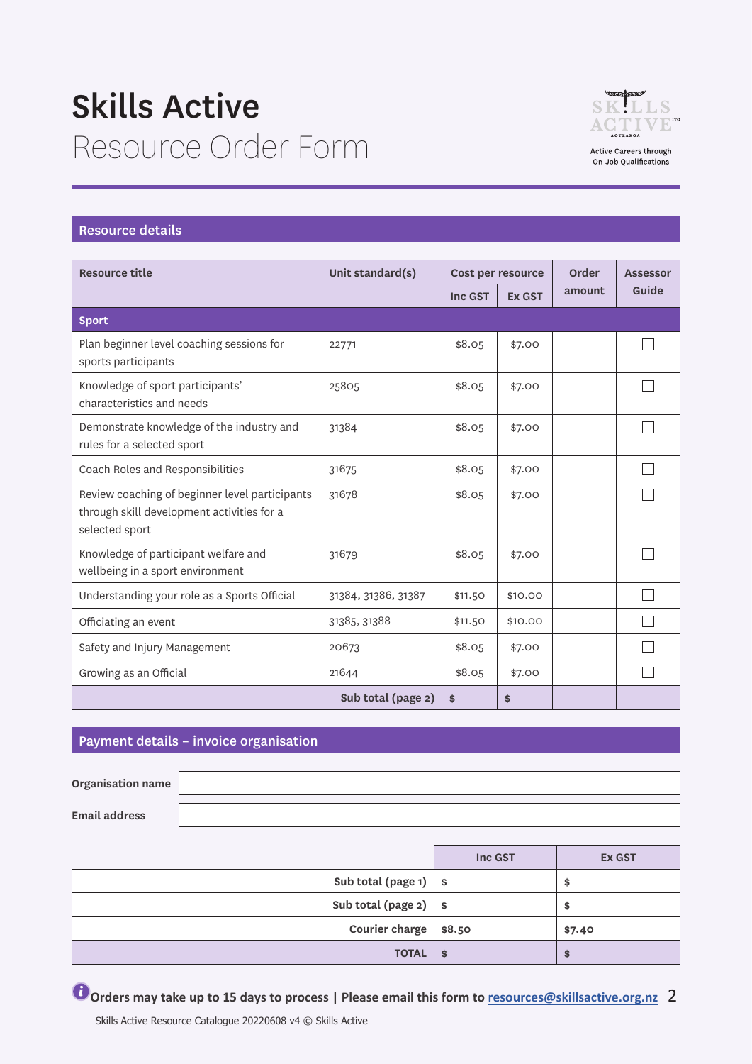// Skills Active
Resource Order Form

Active Careers through On-Job Qualifications

## Resource details

| Resource title | Unit standard(s) | Cost per resource | | Order amount | Assessor Guide |
|---|---|---|---|---|---|
| | | Inc GST | Ex GST | | |
| **Sport** | | | | | |
| Plan beginner level coaching sessions for sports participants | 22771 | $8.05 | $7.00 | | ☐ |
| Knowledge of sport participants' characteristics and needs | 25805 | $8.05 | $7.00 | | ☐ |
| Demonstrate knowledge of the industry and rules for a selected sport | 31384 | $8.05 | $7.00 | | ☐ |
| Coach Roles and Responsibilities | 31675 | $8.05 | $7.00 | | ☐ |
| Review coaching of beginner level participants through skill development activities for a selected sport | 31678 | $8.05 | $7.00 | | ☐ |
| Knowledge of participant welfare and wellbeing in a sport environment | 31679 | $8.05 | $7.00 | | ☐ |
| Understanding your role as a Sports Official | 31384, 31386, 31387 | $11.50 | $10.00 | | ☐ |
| Officiating an event | 31385, 31388 | $11.50 | $10.00 | | ☐ |
| Safety and Injury Management | 20673 | $8.05 | $7.00 | | ☐ |
| Growing as an Official | 21644 | $8.05 | $7.00 | | ☐ |
| | **Sub total (page 2)** | **$** | **$** | | |

## Payment details – invoice organisation

**Organisation name**

**Email address**

| | Inc GST | Ex GST |
|---|---|---|
| **Sub total (page 1)** | **$** | **$** |
| **Sub total (page 2)** | **$** | **$** |
| **Courier charge** | **$8.50** | **$7.40** |
| **TOTAL** | **$** | **$** |

**Orders may take up to 15 days to process | Please email this form to resources@skillsactive.org.nz**

Skills Active Resource Catalogue 20220608 v4 © Skills Active